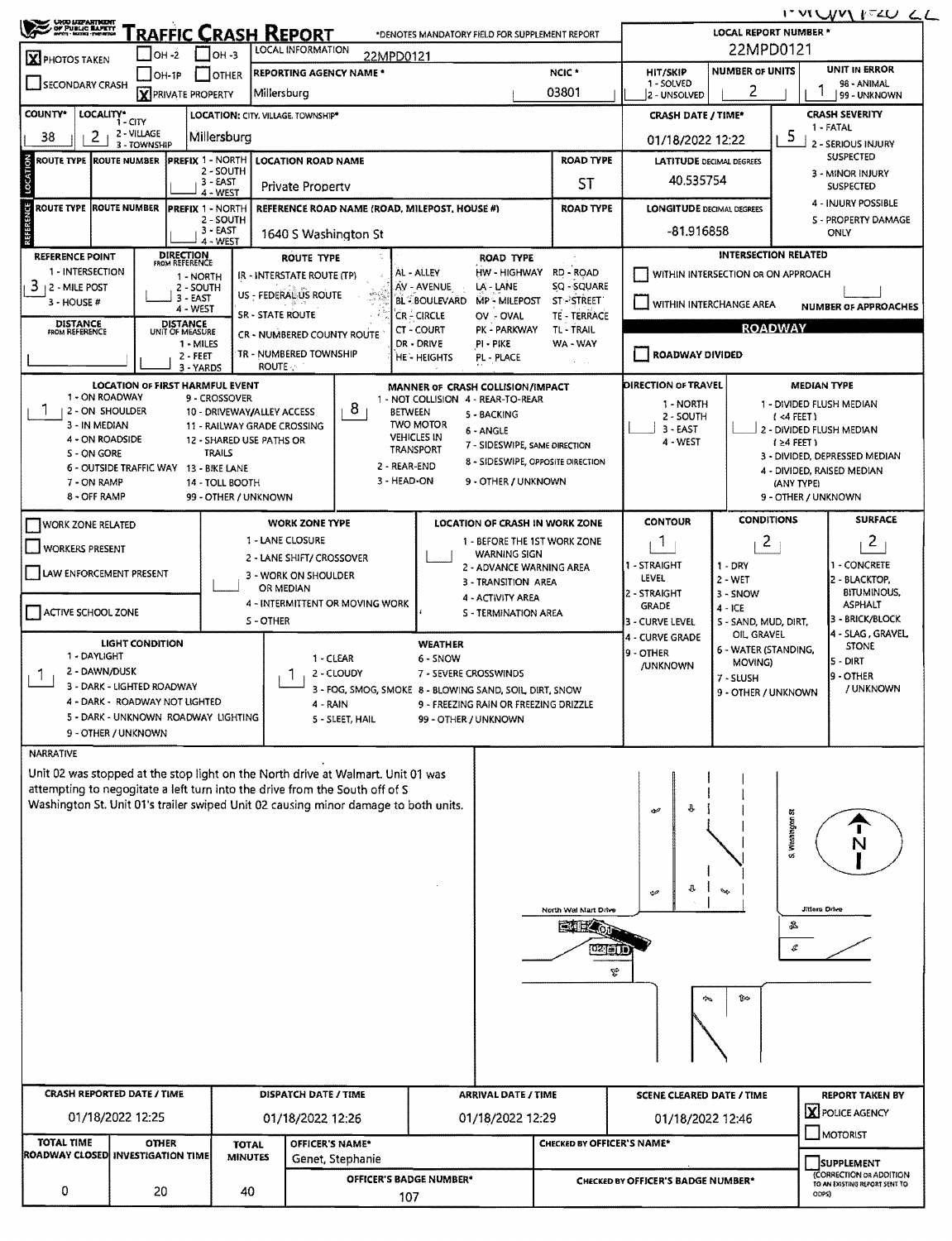# Traffic Crash Report

OHIO DEPARTMENT OF PUBLIC SAFETY

*DENOTES MANDATORY FIELD FOR SUPPLEMENT REPORT

| Field | Value |
|---|---|
| LOCAL REPORT NUMBER * | 22MPD0121 |
| PHOTOS TAKEN | X |
| PRIVATE PROPERTY | X |
| LOCAL INFORMATION | 22MPD0121 |
| REPORTING AGENCY NAME * | Millersburg |
| NCIC * | 03801 |
| HIT/SKIP | 1 - SOLVED / 2 - UNSOLVED |
| NUMBER OF UNITS | 2 |
| UNIT IN ERROR | 1 (98 - ANIMAL, 99 - UNKNOWN) |
| COUNTY* | 38 |
| LOCALITY* (1 - CITY, 2 - VILLAGE, 3 - TOWNSHIP) | 2 |
| LOCATION: CITY, VILLAGE, TOWNSHIP* | Millersburg |
| CRASH DATE / TIME* | 01/18/2022 12:22 |
| CRASH SEVERITY (1 - FATAL, 2 - SERIOUS INJURY SUSPECTED, 3 - MINOR INJURY SUSPECTED, 4 - INJURY POSSIBLE, 5 - PROPERTY DAMAGE ONLY) | 5 |

## Location

| ROUTE TYPE | ROUTE NUMBER | PREFIX | LOCATION ROAD NAME | ROAD TYPE | LATITUDE DECIMAL DEGREES |
|---|---|---|---|---|---|
| | | | Private Property | ST | 40.535754 |

## Reference

| ROUTE TYPE | ROUTE NUMBER | PREFIX | REFERENCE ROAD NAME (ROAD, MILEPOST, HOUSE #) | ROAD TYPE | LONGITUDE DECIMAL DEGREES |
|---|---|---|---|---|---|
| | | | 1640 S Washington St | | -81.916858 |

- REFERENCE POINT (1 - INTERSECTION, 2 - MILE POST, 3 - HOUSE #): 3
- DIRECTION FROM REFERENCE: 
- DISTANCE FROM REFERENCE: 
- DISTANCE UNIT OF MEASURE: 

**INTERSECTION RELATED**
- WITHIN INTERSECTION OR ON APPROACH: ☐
- WITHIN INTERCHANGE AREA: ☐
- NUMBER OF APPROACHES: 

**ROADWAY**
- ROADWAY DIVIDED: ☐

- LOCATION OF FIRST HARMFUL EVENT: 1 (ON ROADWAY)
- MANNER OF CRASH COLLISION/IMPACT: 8 (SIDESWIPE, OPPOSITE DIRECTION)
- DIRECTION OF TRAVEL: 
- MEDIAN TYPE: 

## Work Zone

- WORK ZONE RELATED: ☐
- WORKERS PRESENT: ☐
- LAW ENFORCEMENT PRESENT: ☐
- ACTIVE SCHOOL ZONE: ☐
- WORK ZONE TYPE: 
- LOCATION OF CRASH IN WORK ZONE: 

| CONTOUR | CONDITIONS | SURFACE |
|---|---|---|
| 1 (STRAIGHT LEVEL) | 2 (WET) | 2 (BLACKTOP, BITUMINOUS, ASPHALT) |

- LIGHT CONDITION: 1 (DAYLIGHT)
- WEATHER: 1 (CLEAR)

## Narrative

Unit 02 was stopped at the stop light on the North drive at Walmart. Unit 01 was attempting to negotiate a left turn into the drive from the South off of S Washington St. Unit 01's trailer swiped Unit 02 causing minor damage to both units.

Diagram labels: S. Washington St; North Wal Mart Drive; Jitters Drive; N; 01; 02

| CRASH REPORTED DATE / TIME | DISPATCH DATE / TIME | ARRIVAL DATE / TIME | SCENE CLEARED DATE / TIME | REPORT TAKEN BY |
|---|---|---|---|---|
| 01/18/2022 12:25 | 01/18/2022 12:26 | 01/18/2022 12:29 | 01/18/2022 12:46 | X POLICE AGENCY |

| TOTAL TIME ROADWAY CLOSED | OTHER INVESTIGATION TIME | TOTAL MINUTES | OFFICER'S NAME* | CHECKED BY OFFICER'S NAME* |
|---|---|---|---|---|
| 0 | 20 | 40 | Genet, Stephanie | |

- OFFICER'S BADGE NUMBER*: 107
- CHECKED BY OFFICER'S BADGE NUMBER*: 
- SUPPLEMENT (CORRECTION OR ADDITION TO AN EXISTING REPORT SENT TO ODPS): ☐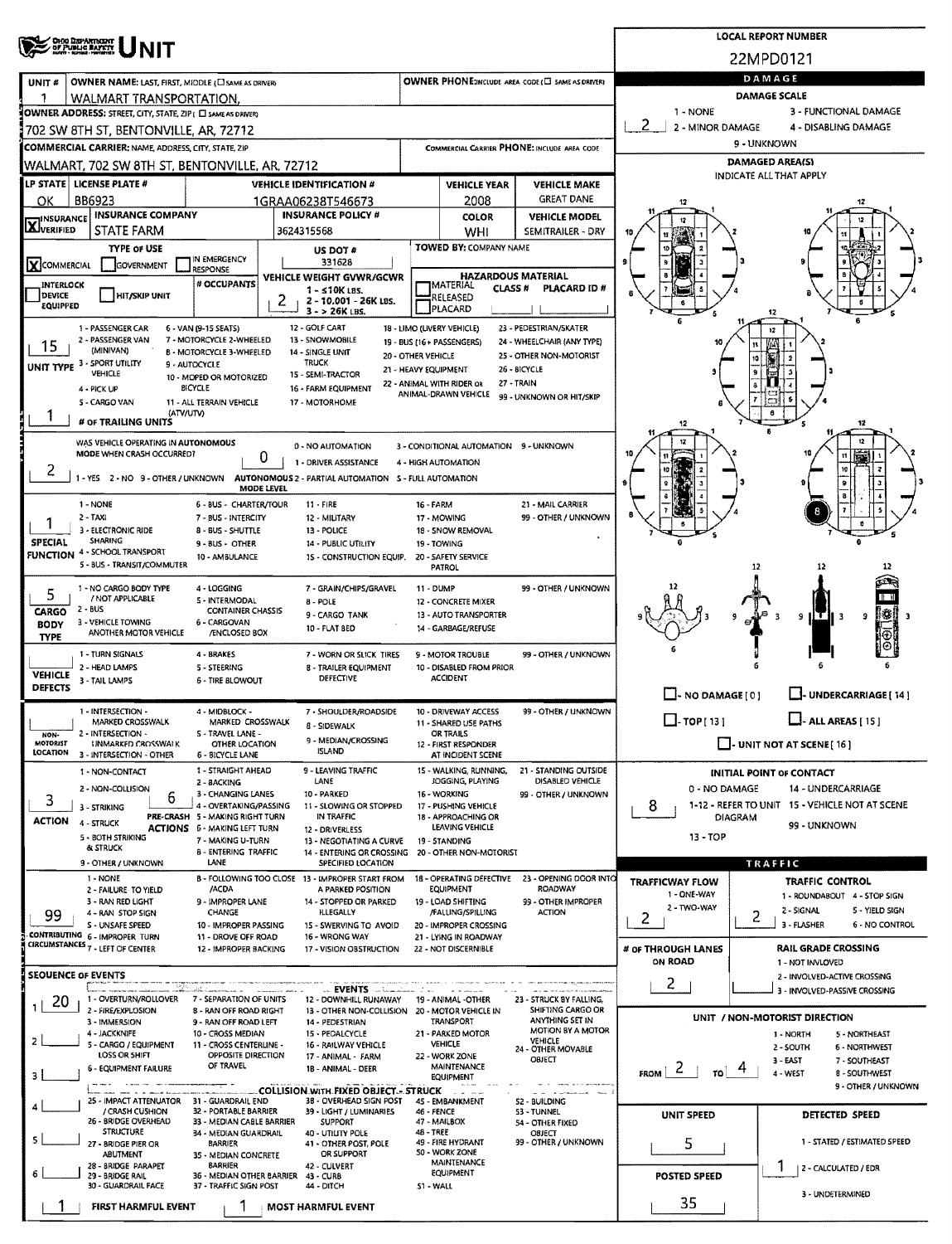# OHIO DEPARTMENT OF PUBLIC SAFETY — UNIT

**LOCAL REPORT NUMBER:** 22MPD0121

| UNIT # | OWNER NAME: LAST, FIRST, MIDDLE (☐ SAME AS DRIVER) | OWNER PHONE: INCLUDE AREA CODE (☐ SAME AS DRIVER) |
|---|---|---|
| 1 | WALMART TRANSPORTATION, | |

**OWNER ADDRESS:** STREET, CITY, STATE, ZIP (☐ SAME AS DRIVER)
702 SW 8TH ST, BENTONVILLE, AR, 72712

**COMMERCIAL CARRIER:** NAME, ADDRESS, CITY, STATE, ZIP
WALMART, 702 SW 8TH ST, BENTONVILLE, AR, 72712

**COMMERCIAL CARRIER PHONE:** INCLUDE AREA CODE

| LP STATE | LICENSE PLATE # | VEHICLE IDENTIFICATION # | VEHICLE YEAR | VEHICLE MAKE |
|---|---|---|---|---|
| OK | BB6923 | 1GRAA06238T546673 | 2008 | GREAT DANE |

| INSURANCE | INSURANCE COMPANY | INSURANCE POLICY # | COLOR | VEHICLE MODEL |
|---|---|---|---|---|
| ☒ VERIFIED | STATE FARM | 3624315568 | WHI | SEMITRAILER - DRY |

**TYPE OF USE:** ☒ COMMERCIAL ☐ GOVERNMENT ☐ IN EMERGENCY RESPONSE

**US DOT #:** 331628

**TOWED BY:** COMPANY NAME

☐ INTERLOCK DEVICE EQUIPPED ☐ HIT/SKIP UNIT

**# OCCUPANTS:**

**VEHICLE WEIGHT GVWR/GCWR:** 2 (1 - ≤10K LBS. 2 - 10,001 - 26K LBS. 3 - > 26K LBS.)

**HAZARDOUS MATERIAL:** ☐ MATERIAL CLASS # ☐ RELEASED ☐ PLACARD — PLACARD ID #

**UNIT TYPE:** 15
1 - PASSENGER CAR, 2 - PASSENGER VAN (MINIVAN), 3 - SPORT UTILITY VEHICLE, 4 - PICK UP, 5 - CARGO VAN, 6 - VAN (9-15 SEATS), 7 - MOTORCYCLE 2-WHEELED, 8 - MOTORCYCLE 3-WHEELED, 9 - AUTOCYCLE, 10 - MOPED OR MOTORIZED BICYCLE, 11 - ALL TERRAIN VEHICLE (ATV/UTV), 12 - GOLF CART, 13 - SNOWMOBILE, 14 - SINGLE UNIT TRUCK, 15 - SEMI-TRACTOR, 16 - FARM EQUIPMENT, 17 - MOTORHOME, 18 - LIMO (LIVERY VEHICLE), 19 - BUS (16+ PASSENGERS), 20 - OTHER VEHICLE, 21 - HEAVY EQUIPMENT, 22 - ANIMAL WITH RIDER OR ANIMAL-DRAWN VEHICLE, 23 - PEDESTRIAN/SKATER, 24 - WHEELCHAIR (ANY TYPE), 25 - OTHER NON-MOTORIST, 26 - BICYCLE, 27 - TRAIN, 99 - UNKNOWN OR HIT/SKIP

**# OF TRAILING UNITS:** 1

**WAS VEHICLE OPERATING IN AUTONOMOUS MODE WHEN CRASH OCCURRED?** 2 (1 - YES 2 - NO 9 - OTHER / UNKNOWN)

**AUTONOMOUS MODE LEVEL:** 0 (0 - NO AUTOMATION, 1 - DRIVER ASSISTANCE, 2 - PARTIAL AUTOMATION, 3 - CONDITIONAL AUTOMATION, 4 - HIGH AUTOMATION, 5 - FULL AUTOMATION, 9 - UNKNOWN)

**SPECIAL FUNCTION:** 1
1 - NONE, 2 - TAXI, 3 - ELECTRONIC RIDE SHARING, 4 - SCHOOL TRANSPORT, 5 - BUS - TRANSIT/COMMUTER, 6 - BUS - CHARTER/TOUR, 7 - BUS - INTERCITY, 8 - BUS - SHUTTLE, 9 - BUS - OTHER, 10 - AMBULANCE, 11 - FIRE, 12 - MILITARY, 13 - POLICE, 14 - PUBLIC UTILITY, 15 - CONSTRUCTION EQUIP., 16 - FARM, 17 - MOWING, 18 - SNOW REMOVAL, 19 - TOWING, 20 - SAFETY SERVICE PATROL, 21 - MAIL CARRIER, 99 - OTHER / UNKNOWN

**CARGO BODY TYPE:** 5
1 - NO CARGO BODY TYPE / NOT APPLICABLE, 2 - BUS, 3 - VEHICLE TOWING ANOTHER MOTOR VEHICLE, 4 - LOGGING, 5 - INTERMODAL CONTAINER CHASSIS, 6 - CARGOVAN /ENCLOSED BOX, 7 - GRAIN/CHIPS/GRAVEL, 8 - POLE, 9 - CARGO TANK, 10 - FLAT BED, 11 - DUMP, 12 - CONCRETE MIXER, 13 - AUTO TRANSPORTER, 14 - GARBAGE/REFUSE, 99 - OTHER / UNKNOWN

**VEHICLE DEFECTS:**
1 - TURN SIGNALS, 2 - HEAD LAMPS, 3 - TAIL LAMPS, 4 - BRAKES, 5 - STEERING, 6 - TIRE BLOWOUT, 7 - WORN OR SLICK TIRES, 8 - TRAILER EQUIPMENT DEFECTIVE, 9 - MOTOR TROUBLE, 10 - DISABLED FROM PRIOR ACCIDENT, 99 - OTHER / UNKNOWN

**NON-MOTORIST LOCATION:**
1 - INTERSECTION - MARKED CROSSWALK, 2 - INTERSECTION - UNMARKED CROSSWALK, 3 - INTERSECTION - OTHER, 4 - MIDBLOCK - MARKED CROSSWALK, 5 - TRAVEL LANE - OTHER LOCATION, 6 - BICYCLE LANE, 7 - SHOULDER/ROADSIDE, 8 - SIDEWALK, 9 - MEDIAN/CROSSING ISLAND, 10 - DRIVEWAY ACCESS, 11 - SHARED USE PATHS OR TRAILS, 12 - FIRST RESPONDER AT INCIDENT SCENE, 99 - OTHER / UNKNOWN

**ACTION:** 3 — **PRE-CRASH ACTIONS:** 6
ACTION: 1 - NON-CONTACT, 2 - NON-COLLISION, 3 - STRIKING, 4 - STRUCK, 5 - BOTH STRIKING & STRUCK, 9 - OTHER / UNKNOWN
PRE-CRASH ACTIONS: 1 - STRAIGHT AHEAD, 2 - BACKING, 3 - CHANGING LANES, 4 - OVERTAKING/PASSING, 5 - MAKING RIGHT TURN, 6 - MAKING LEFT TURN, 7 - MAKING U-TURN, 8 - ENTERING TRAFFIC LANE, 9 - LEAVING TRAFFIC LANE, 10 - PARKED, 11 - SLOWING OR STOPPED IN TRAFFIC, 12 - DRIVERLESS, 13 - NEGOTIATING A CURVE, 14 - ENTERING OR CROSSING SPECIFIED LOCATION, 15 - WALKING, RUNNING, JOGGING, PLAYING, 16 - WORKING, 17 - PUSHING VEHICLE, 18 - APPROACHING OR LEAVING VEHICLE, 19 - STANDING, 20 - OTHER NON-MOTORIST, 21 - STANDING OUTSIDE DISABLED VEHICLE, 99 - OTHER / UNKNOWN

**CONTRIBUTING CIRCUMSTANCES:** 99
1 - NONE, 2 - FAILURE TO YIELD, 3 - RAN RED LIGHT, 4 - RAN STOP SIGN, 5 - UNSAFE SPEED, 6 - IMPROPER TURN, 7 - LEFT OF CENTER, 8 - FOLLOWING TOO CLOSE /ACDA, 9 - IMPROPER LANE CHANGE, 10 - IMPROPER PASSING, 11 - DROVE OFF ROAD, 12 - IMPROPER BACKING, 13 - IMPROPER START FROM A PARKED POSITION, 14 - STOPPED OR PARKED ILLEGALLY, 15 - SWERVING TO AVOID, 16 - WRONG WAY, 17 - VISION OBSTRUCTION, 18 - OPERATING DEFECTIVE EQUIPMENT, 19 - LOAD SHIFTING /FALLING/SPILLING, 20 - IMPROPER CROSSING, 21 - LYING IN ROADWAY, 22 - NOT DISCERNIBLE, 23 - OPENING DOOR INTO ROADWAY, 99 - OTHER IMPROPER ACTION

**SEQUENCE OF EVENTS:**
1: 20
2:
3:
4:
5:
6:

EVENTS: 1 - OVERTURN/ROLLOVER, 2 - FIRE/EXPLOSION, 3 - IMMERSION, 4 - JACKKNIFE, 5 - CARGO / EQUIPMENT LOSS OR SHIFT, 6 - EQUIPMENT FAILURE, 7 - SEPARATION OF UNITS, 8 - RAN OFF ROAD RIGHT, 9 - RAN OFF ROAD LEFT, 10 - CROSS MEDIAN, 11 - CROSS CENTERLINE - OPPOSITE DIRECTION OF TRAVEL, 12 - DOWNHILL RUNAWAY, 13 - OTHER NON-COLLISION, 14 - PEDESTRIAN, 15 - PEDALCYCLE, 16 - RAILWAY VEHICLE, 17 - ANIMAL - FARM, 18 - ANIMAL - DEER, 19 - ANIMAL -OTHER, 20 - MOTOR VEHICLE IN TRANSPORT, 21 - PARKED MOTOR VEHICLE, 22 - WORK ZONE MAINTENANCE EQUIPMENT, 23 - STRUCK BY FALLING, SHIFTING CARGO OR ANYTHING SET IN MOTION BY A MOTOR VEHICLE, 24 - OTHER MOVABLE OBJECT

COLLISION WITH FIXED OBJECT - STRUCK: 25 - IMPACT ATTENUATOR / CRASH CUSHION, 26 - BRIDGE OVERHEAD STRUCTURE, 27 - BRIDGE PIER OR ABUTMENT, 28 - BRIDGE PARAPET, 29 - BRIDGE RAIL, 30 - GUARDRAIL FACE, 31 - GUARDRAIL END, 32 - PORTABLE BARRIER, 33 - MEDIAN CABLE BARRIER, 34 - MEDIAN GUARDRAIL BARRIER, 35 - MEDIAN CONCRETE BARRIER, 36 - MEDIAN OTHER BARRIER, 37 - TRAFFIC SIGN POST, 38 - OVERHEAD SIGN POST, 39 - LIGHT / LUMINARIES SUPPORT, 40 - UTILITY POLE, 41 - OTHER POST, POLE OR SUPPORT, 42 - CULVERT, 43 - CURB, 44 - DITCH, 45 - EMBANKMENT, 46 - FENCE, 47 - MAILBOX, 48 - TREE, 49 - FIRE HYDRANT, 50 - WORK ZONE MAINTENANCE EQUIPMENT, 51 - WALL, 52 - BUILDING, 53 - TUNNEL, 54 - OTHER FIXED OBJECT, 99 - OTHER / UNKNOWN

**FIRST HARMFUL EVENT:** 1 **MOST HARMFUL EVENT:** 1

## DAMAGE

**DAMAGE SCALE:** 2
1 - NONE, 2 - MINOR DAMAGE, 3 - FUNCTIONAL DAMAGE, 4 - DISABLING DAMAGE, 9 - UNKNOWN

**DAMAGED AREA(S):** INDICATE ALL THAT APPLY — 8

☐ - NO DAMAGE [0] ☐ - UNDERCARRIAGE [14] ☐ - TOP [13] ☐ - ALL AREAS [15] ☐ - UNIT NOT AT SCENE [16]

**INITIAL POINT OF CONTACT:** 8
0 - NO DAMAGE, 1-12 - REFER TO UNIT DIAGRAM, 13 - TOP, 14 - UNDERCARRIAGE, 15 - VEHICLE NOT AT SCENE, 99 - UNKNOWN

## TRAFFIC

**TRAFFICWAY FLOW:** 2 (1 - ONE-WAY, 2 - TWO-WAY)

**TRAFFIC CONTROL:** 2 (1 - ROUNDABOUT, 2 - SIGNAL, 3 - FLASHER, 4 - STOP SIGN, 5 - YIELD SIGN, 6 - NO CONTROL)

**# OF THROUGH LANES ON ROAD:** 2

**RAIL GRADE CROSSING:** 1 - NOT INVOLVED, 2 - INVOLVED-ACTIVE CROSSING, 3 - INVOLVED-PASSIVE CROSSING

**UNIT / NON-MOTORIST DIRECTION:** FROM 2 TO 4
1 - NORTH, 2 - SOUTH, 3 - EAST, 4 - WEST, 5 - NORTHEAST, 6 - NORTHWEST, 7 - SOUTHEAST, 8 - SOUTHWEST, 9 - OTHER / UNKNOWN

**UNIT SPEED:** 5

**POSTED SPEED:** 35

**DETECTED SPEED:** 1 (1 - STATED / ESTIMATED SPEED, 2 - CALCULATED / EDR, 3 - UNDETERMINED)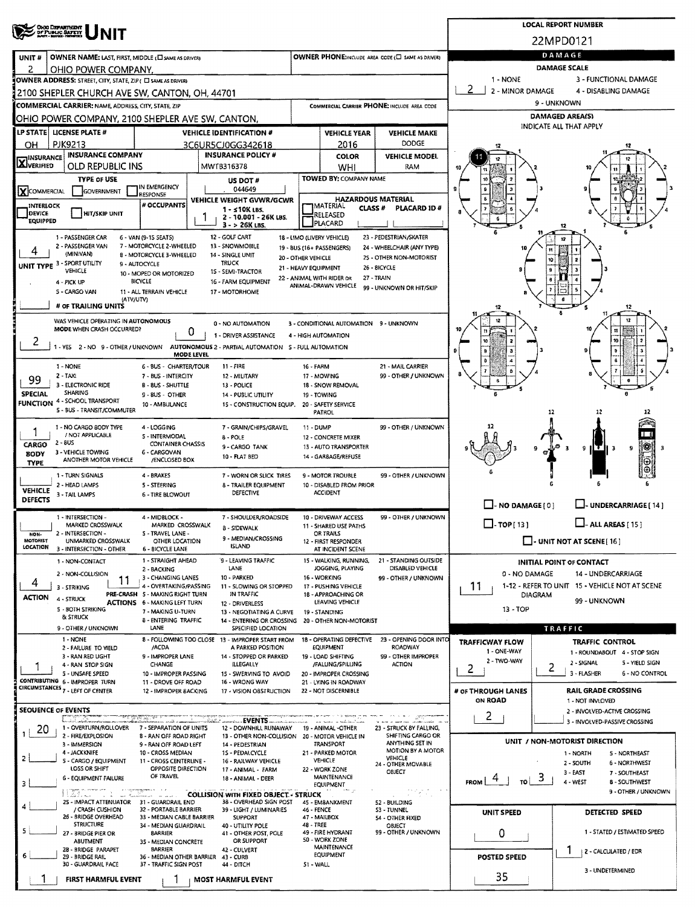# UNIT

**LOCAL REPORT NUMBER:** 22MPD0121

| UNIT # | OWNER NAME: LAST, FIRST, MIDDLE (☐ SAME AS DRIVER) | OWNER PHONE: INCLUDE AREA CODE (☐ SAME AS DRIVER) |
|---|---|---|
| 2 | OHIO POWER COMPANY, | |

**OWNER ADDRESS:** STREET, CITY, STATE, ZIP (☐ SAME AS DRIVER)
2100 SHEPLER CHURCH AVE SW, CANTON, OH, 44701

**COMMERCIAL CARRIER:** NAME, ADDRESS, CITY, STATE, ZIP
OHIO POWER COMPANY, 2100 SHEPLER AVE SW, CANTON,

**COMMERCIAL CARRIER PHONE:** INCLUDE AREA CODE

| LP STATE | LICENSE PLATE # | VEHICLE IDENTIFICATION # | VEHICLE YEAR | VEHICLE MAKE |
|---|---|---|---|---|
| OH | PJK9213 | 3C6UR5CJ0GG342618 | 2016 | DODGE |

| INSURANCE | INSURANCE COMPANY | INSURANCE POLICY # | COLOR | VEHICLE MODEL |
|---|---|---|---|---|
| ☒ VERIFIED | OLD REPUBLIC INS | MWTB316378 | WHI | RAM |

**TYPE OF USE:** ☒ COMMERCIAL ☐ GOVERNMENT ☐ IN EMERGENCY RESPONSE

**US DOT #:** 044649

**TOWED BY:** COMPANY NAME

☐ INTERLOCK DEVICE EQUIPPED ☐ HIT/SKIP UNIT

**# OCCUPANTS:** 1

**VEHICLE WEIGHT GVWR/GCWR:** 1 - ≤10K LBS. 2 - 10,001 - 26K LBS. 3 - > 26K LBS.

**HAZARDOUS MATERIAL:** ☐ MATERIAL RELEASED ☐ PLACARD — CLASS # — PLACARD ID #

**UNIT TYPE:** 4
1 - PASSENGER CAR, 2 - PASSENGER VAN (MINIVAN), 3 - SPORT UTILITY VEHICLE, 4 - PICK UP, 5 - CARGO VAN, 6 - VAN (9-15 SEATS), 7 - MOTORCYCLE 2-WHEELED, 8 - MOTORCYCLE 3-WHEELED, 9 - AUTOCYCLE, 10 - MOPED OR MOTORIZED BICYCLE, 11 - ALL TERRAIN VEHICLE (ATV/UTV), 12 - GOLF CART, 13 - SNOWMOBILE, 14 - SINGLE UNIT TRUCK, 15 - SEMI-TRACTOR, 16 - FARM EQUIPMENT, 17 - MOTORHOME, 18 - LIMO (LIVERY VEHICLE), 19 - BUS (16+ PASSENGERS), 20 - OTHER VEHICLE, 21 - HEAVY EQUIPMENT, 22 - ANIMAL WITH RIDER OR ANIMAL-DRAWN VEHICLE, 23 - PEDESTRIAN/SKATER, 24 - WHEELCHAIR (ANY TYPE), 25 - OTHER NON-MOTORIST, 26 - BICYCLE, 27 - TRAIN, 99 - UNKNOWN OR HIT/SKIP

**# OF TRAILING UNITS:**

**WAS VEHICLE OPERATING IN AUTONOMOUS MODE WHEN CRASH OCCURRED?** 2
1 - YES 2 - NO 9 - OTHER / UNKNOWN

**AUTONOMOUS MODE LEVEL:** 0
0 - NO AUTOMATION, 1 - DRIVER ASSISTANCE, 2 - PARTIAL AUTOMATION, 3 - CONDITIONAL AUTOMATION, 4 - HIGH AUTOMATION, 5 - FULL AUTOMATION, 9 - UNKNOWN

**SPECIAL FUNCTION:** 99
1 - NONE, 2 - TAXI, 3 - ELECTRONIC RIDE SHARING, 4 - SCHOOL TRANSPORT, 5 - BUS - TRANSIT/COMMUTER, 6 - BUS - CHARTER/TOUR, 7 - BUS - INTERCITY, 8 - BUS - SHUTTLE, 9 - BUS - OTHER, 10 - AMBULANCE, 11 - FIRE, 12 - MILITARY, 13 - POLICE, 14 - PUBLIC UTILITY, 15 - CONSTRUCTION EQUIP., 16 - FARM, 17 - MOWING, 18 - SNOW REMOVAL, 19 - TOWING, 20 - SAFETY SERVICE PATROL, 21 - MAIL CARRIER, 99 - OTHER / UNKNOWN

**CARGO BODY TYPE:** 1
1 - NO CARGO BODY TYPE / NOT APPLICABLE, 2 - BUS, 3 - VEHICLE TOWING ANOTHER MOTOR VEHICLE, 4 - LOGGING, 5 - INTERMODAL CONTAINER CHASSIS, 6 - CARGOVAN /ENCLOSED BOX, 7 - GRAIN/CHIPS/GRAVEL, 8 - POLE, 9 - CARGO TANK, 10 - FLAT BED, 11 - DUMP, 12 - CONCRETE MIXER, 13 - AUTO TRANSPORTER, 14 - GARBAGE/REFUSE, 99 - OTHER / UNKNOWN

**VEHICLE DEFECTS:**
1 - TURN SIGNALS, 2 - HEAD LAMPS, 3 - TAIL LAMPS, 4 - BRAKES, 5 - STEERING, 6 - TIRE BLOWOUT, 7 - WORN OR SLICK TIRES, 8 - TRAILER EQUIPMENT DEFECTIVE, 9 - MOTOR TROUBLE, 10 - DISABLED FROM PRIOR ACCIDENT, 99 - OTHER / UNKNOWN

**NON-MOTORIST LOCATION:**
1 - INTERSECTION - MARKED CROSSWALK, 2 - INTERSECTION - UNMARKED CROSSWALK, 3 - INTERSECTION - OTHER, 4 - MIDBLOCK - MARKED CROSSWALK, 5 - TRAVEL LANE - OTHER LOCATION, 6 - BICYCLE LANE, 7 - SHOULDER/ROADSIDE, 8 - SIDEWALK, 9 - MEDIAN/CROSSING ISLAND, 10 - DRIVEWAY ACCESS, 11 - SHARED USE PATHS OR TRAILS, 12 - FIRST RESPONDER AT INCIDENT SCENE, 99 - OTHER / UNKNOWN

**ACTION:** 4
1 - NON-CONTACT, 2 - NON-COLLISION, 3 - STRIKING, 4 - STRUCK, 5 - BOTH STRIKING & STRUCK, 9 - OTHER / UNKNOWN

**PRE-CRASH ACTIONS:** 11
1 - STRAIGHT AHEAD, 2 - BACKING, 3 - CHANGING LANES, 4 - OVERTAKING/PASSING, 5 - MAKING RIGHT TURN, 6 - MAKING LEFT TURN, 7 - MAKING U-TURN, 8 - ENTERING TRAFFIC LANE, 9 - LEAVING TRAFFIC LANE, 10 - PARKED, 11 - SLOWING OR STOPPED IN TRAFFIC, 12 - DRIVERLESS, 13 - NEGOTIATING A CURVE, 14 - ENTERING OR CROSSING SPECIFIED LOCATION, 15 - WALKING, RUNNING, JOGGING, PLAYING, 16 - WORKING, 17 - PUSHING VEHICLE, 18 - APPROACHING OR LEAVING VEHICLE, 19 - STANDING, 20 - OTHER NON-MOTORIST, 21 - STANDING OUTSIDE DISABLED VEHICLE, 99 - OTHER / UNKNOWN

**CONTRIBUTING CIRCUMSTANCES:** 1
1 - NONE, 2 - FAILURE TO YIELD, 3 - RAN RED LIGHT, 4 - RAN STOP SIGN, 5 - UNSAFE SPEED, 6 - IMPROPER TURN, 7 - LEFT OF CENTER, 8 - FOLLOWING TOO CLOSE /ACDA, 9 - IMPROPER LANE CHANGE, 10 - IMPROPER PASSING, 11 - DROVE OFF ROAD, 12 - IMPROPER BACKING, 13 - IMPROPER START FROM A PARKED POSITION, 14 - STOPPED OR PARKED ILLEGALLY, 15 - SWERVING TO AVOID, 16 - WRONG WAY, 17 - VISION OBSTRUCTION, 18 - OPERATING DEFECTIVE EQUIPMENT, 19 - LOAD SHIFTING /FALLING/SPILLING, 20 - IMPROPER CROSSING, 21 - LYING IN ROADWAY, 22 - NOT DISCERNIBLE, 23 - OPENING DOOR INTO ROADWAY, 99 - OTHER IMPROPER ACTION

## SEQUENCE OF EVENTS

| # | Event |
|---|---|
| 1 | 20 |
| 2 | |
| 3 | |
| 4 | |
| 5 | |
| 6 | |

**EVENTS:**
1 - OVERTURN/ROLLOVER, 2 - FIRE/EXPLOSION, 3 - IMMERSION, 4 - JACKKNIFE, 5 - CARGO / EQUIPMENT LOSS OR SHIFT, 6 - EQUIPMENT FAILURE, 7 - SEPARATION OF UNITS, 8 - RAN OFF ROAD RIGHT, 9 - RAN OFF ROAD LEFT, 10 - CROSS MEDIAN, 11 - CROSS CENTERLINE - OPPOSITE DIRECTION OF TRAVEL, 12 - DOWNHILL RUNAWAY, 13 - OTHER NON-COLLISION, 14 - PEDESTRIAN, 15 - PEDALCYCLE, 16 - RAILWAY VEHICLE, 17 - ANIMAL - FARM, 18 - ANIMAL - DEER, 19 - ANIMAL -OTHER, 20 - MOTOR VEHICLE IN TRANSPORT, 21 - PARKED MOTOR VEHICLE, 22 - WORK ZONE MAINTENANCE EQUIPMENT, 23 - STRUCK BY FALLING, SHIFTING CARGO OR ANYTHING SET IN MOTION BY A MOTOR VEHICLE, 24 - OTHER MOVABLE OBJECT

**COLLISION WITH FIXED OBJECT - STRUCK:**
25 - IMPACT ATTENUATOR / CRASH CUSHION, 26 - BRIDGE OVERHEAD STRUCTURE, 27 - BRIDGE PIER OR ABUTMENT, 28 - BRIDGE PARAPET, 29 - BRIDGE RAIL, 30 - GUARDRAIL FACE, 31 - GUARDRAIL END, 32 - PORTABLE BARRIER, 33 - MEDIAN CABLE BARRIER, 34 - MEDIAN GUARDRAIL BARRIER, 35 - MEDIAN CONCRETE BARRIER, 36 - MEDIAN OTHER BARRIER, 37 - TRAFFIC SIGN POST, 38 - OVERHEAD SIGN POST, 39 - LIGHT / LUMINARIES SUPPORT, 40 - UTILITY POLE, 41 - OTHER POST, POLE OR SUPPORT, 42 - CULVERT, 43 - CURB, 44 - DITCH, 45 - EMBANKMENT, 46 - FENCE, 47 - MAILBOX, 48 - TREE, 49 - FIRE HYDRANT, 50 - WORK ZONE MAINTENANCE EQUIPMENT, 51 - WALL, 52 - BUILDING, 53 - TUNNEL, 54 - OTHER FIXED OBJECT, 99 - OTHER / UNKNOWN

**FIRST HARMFUL EVENT:** 1 **MOST HARMFUL EVENT:** 1

## DAMAGE

**DAMAGE SCALE:** 2
1 - NONE, 2 - MINOR DAMAGE, 3 - FUNCTIONAL DAMAGE, 4 - DISABLING DAMAGE, 9 - UNKNOWN

**DAMAGED AREA(S):** INDICATE ALL THAT APPLY — 11

☐ - NO DAMAGE [0] ☐ - UNDERCARRIAGE [14] ☐ - TOP [13] ☐ - ALL AREAS [15] ☐ - UNIT NOT AT SCENE [16]

**INITIAL POINT OF CONTACT:** 11
0 - NO DAMAGE, 1-12 - REFER TO UNIT DIAGRAM, 13 - TOP, 14 - UNDERCARRIAGE, 15 - VEHICLE NOT AT SCENE, 99 - UNKNOWN

## TRAFFIC

**TRAFFICWAY FLOW:** 2
1 - ONE-WAY, 2 - TWO-WAY

**TRAFFIC CONTROL:** 2
1 - ROUNDABOUT, 2 - SIGNAL, 3 - FLASHER, 4 - STOP SIGN, 5 - YIELD SIGN, 6 - NO CONTROL

**# OF THROUGH LANES ON ROAD:** 2

**RAIL GRADE CROSSING:**
1 - NOT INVLOVED, 2 - INVOLVED-ACTIVE CROSSING, 3 - INVOLVED-PASSIVE CROSSING

**UNIT / NON-MOTORIST DIRECTION:** FROM 4 TO 3
1 - NORTH, 2 - SOUTH, 3 - EAST, 4 - WEST, 5 - NORTHEAST, 6 - NORTHWEST, 7 - SOUTHEAST, 8 - SOUTHWEST, 9 - OTHER / UNKNOWN

**UNIT SPEED:** 0

**DETECTED SPEED:** 1
1 - STATED / ESTIMATED SPEED, 2 - CALCULATED / EDR, 3 - UNDETERMINED

**POSTED SPEED:** 35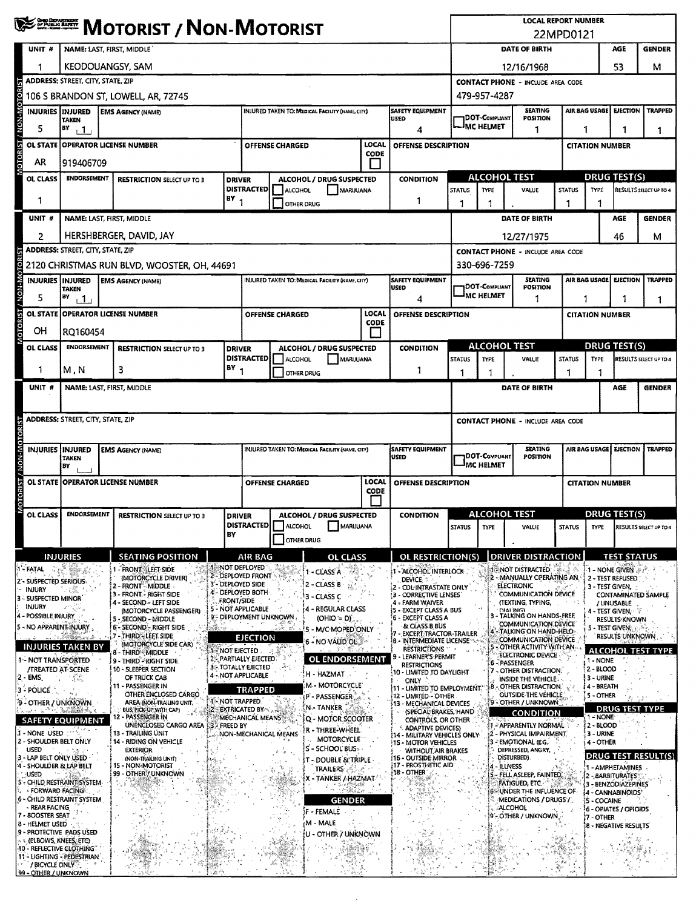# MOTORIST / NON-MOTORIST

**LOCAL REPORT NUMBER:** 22MPD0121

## Unit 1

| UNIT # | NAME: LAST, FIRST, MIDDLE | DATE OF BIRTH | AGE | GENDER |
|---|---|---|---|---|
| 1 | KEODOUANGSY, SAM | 12/16/1968 | 53 | M |

| ADDRESS: STREET, CITY, STATE, ZIP | CONTACT PHONE - INCLUDE AREA CODE |
|---|---|
| 106 S BRANDON ST, LOWELL, AR, 72745 | 479-957-4287 |

| INJURIES | INJURED TAKEN BY | EMS AGENCY (NAME) | INJURED TAKEN TO: MEDICAL FACILITY (NAME, CITY) | SAFETY EQUIPMENT USED | DOT-COMPLIANT MC HELMET | SEATING POSITION | AIR BAG USAGE | EJECTION | TRAPPED |
|---|---|---|---|---|---|---|---|---|---|
| 5 | 1 | | | 4 | | 1 | 1 | 1 | 1 |

| OL STATE | OPERATOR LICENSE NUMBER | OFFENSE CHARGED | LOCAL CODE | OFFENSE DESCRIPTION | CITATION NUMBER |
|---|---|---|---|---|---|
| AR | 919406709 | | ☐ | | |

| OL CLASS | ENDORSEMENT | RESTRICTION SELECT UP TO 3 | DRIVER DISTRACTED BY | ALCOHOL / DRUG SUSPECTED | CONDITION | ALCOHOL TEST STATUS | ALCOHOL TEST TYPE | ALCOHOL TEST VALUE | DRUG TEST STATUS | DRUG TEST TYPE | RESULTS SELECT UP TO 4 |
|---|---|---|---|---|---|---|---|---|---|---|---|
| 1 | | | 1 | ☐ ALCOHOL ☐ MARIJUANA ☐ OTHER DRUG | 1 | 1 | 1 | . | 1 | 1 | |

## Unit 2

| UNIT # | NAME: LAST, FIRST, MIDDLE | DATE OF BIRTH | AGE | GENDER |
|---|---|---|---|---|
| 2 | HERSHBERGER, DAVID, JAY | 12/27/1975 | 46 | M |

| ADDRESS: STREET, CITY, STATE, ZIP | CONTACT PHONE - INCLUDE AREA CODE |
|---|---|
| 2120 CHRISTMAS RUN BLVD, WOOSTER, OH, 44691 | 330-696-7259 |

| INJURIES | INJURED TAKEN BY | EMS AGENCY (NAME) | INJURED TAKEN TO: MEDICAL FACILITY (NAME, CITY) | SAFETY EQUIPMENT USED | DOT-COMPLIANT MC HELMET | SEATING POSITION | AIR BAG USAGE | EJECTION | TRAPPED |
|---|---|---|---|---|---|---|---|---|---|
| 5 | 1 | | | 4 | | 1 | 1 | 1 | 1 |

| OL STATE | OPERATOR LICENSE NUMBER | OFFENSE CHARGED | LOCAL CODE | OFFENSE DESCRIPTION | CITATION NUMBER |
|---|---|---|---|---|---|
| OH | RQ160454 | | ☐ | | |

| OL CLASS | ENDORSEMENT | RESTRICTION SELECT UP TO 3 | DRIVER DISTRACTED BY | ALCOHOL / DRUG SUSPECTED | CONDITION | ALCOHOL TEST STATUS | ALCOHOL TEST TYPE | ALCOHOL TEST VALUE | DRUG TEST STATUS | DRUG TEST TYPE | RESULTS SELECT UP TO 4 |
|---|---|---|---|---|---|---|---|---|---|---|---|
| 1 | M, N | 3 | 1 | ☐ ALCOHOL ☐ MARIJUANA ☐ OTHER DRUG | 1 | 1 | 1 | . | 1 | 1 | |

## Unit (blank)

| UNIT # | NAME: LAST, FIRST, MIDDLE | DATE OF BIRTH | AGE | GENDER |
|---|---|---|---|---|
| | | | | |

| ADDRESS: STREET, CITY, STATE, ZIP | CONTACT PHONE - INCLUDE AREA CODE |
|---|---|
| | |

| INJURIES | INJURED TAKEN BY | EMS AGENCY (NAME) | INJURED TAKEN TO: MEDICAL FACILITY (NAME, CITY) | SAFETY EQUIPMENT USED | DOT-COMPLIANT MC HELMET | SEATING POSITION | AIR BAG USAGE | EJECTION | TRAPPED |
|---|---|---|---|---|---|---|---|---|---|
| | | | | | | | | | |

| OL STATE | OPERATOR LICENSE NUMBER | OFFENSE CHARGED | LOCAL CODE | OFFENSE DESCRIPTION | CITATION NUMBER |
|---|---|---|---|---|---|
| | | | ☐ | | |

| OL CLASS | ENDORSEMENT | RESTRICTION SELECT UP TO 3 | DRIVER DISTRACTED BY | ALCOHOL / DRUG SUSPECTED | CONDITION | ALCOHOL TEST STATUS | ALCOHOL TEST TYPE | ALCOHOL TEST VALUE | DRUG TEST STATUS | DRUG TEST TYPE | RESULTS SELECT UP TO 4 |
|---|---|---|---|---|---|---|---|---|---|---|---|
| | | | | ☐ ALCOHOL ☐ MARIJUANA ☐ OTHER DRUG | | | | . | | | |

## Codes

**INJURIES**
1 - FATAL
2 - SUSPECTED SERIOUS INJURY
3 - SUSPECTED MINOR INJURY
4 - POSSIBLE INJURY
5 - NO APPARENT INJURY

**INJURIES TAKEN BY**
1 - NOT TRANSPORTED /TREATED AT SCENE
2 - EMS
3 - POLICE
9 - OTHER / UNKNOWN

**SAFETY EQUIPMENT**
1 - NONE USED
2 - SHOULDER BELT ONLY USED
3 - LAP BELT ONLY USED
4 - SHOULDER & LAP BELT USED
5 - CHILD RESTRAINT SYSTEM - FORWARD FACING
6 - CHILD RESTRAINT SYSTEM - REAR FACING
7 - BOOSTER SEAT
8 - HELMET USED
9 - PROTECTIVE PADS USED (ELBOWS, KNEES, ETC)
10 - REFLECTIVE CLOTHING
11 - LIGHTING - PEDESTRIAN / BICYCLE ONLY
99 - OTHER / UNKNOWN

**SEATING POSITION**
1 - FRONT - LEFT SIDE (MOTORCYCLE DRIVER)
2 - FRONT - MIDDLE
3 - FRONT - RIGHT SIDE
4 - SECOND - LEFT SIDE (MOTORCYCLE PASSENGER)
5 - SECOND - MIDDLE
6 - SECOND - RIGHT SIDE
7 - THIRD - LEFT SIDE (MOTORCYCLE SIDE CAR)
8 - THIRD - MIDDLE
9 - THIRD - RIGHT SIDE
10 - SLEEPER SECTION OF TRUCK CAB
11 - PASSENGER IN OTHER ENCLOSED CARGO AREA (NON-TRAILING UNIT, BUS, PICK-UP WITH CAP)
12 - PASSENGER IN UNENCLOSED CARGO AREA
13 - TRAILING UNIT
14 - RIDING ON VEHICLE EXTERIOR (NON-TRAILING UNIT)
15 - NON-MOTORIST
99 - OTHER / UNKNOWN

**AIR BAG**
1 - NOT DEPLOYED
2 - DEPLOYED FRONT
3 - DEPLOYED SIDE
4 - DEPLOYED BOTH FRONT/SIDE
5 - NOT APPLICABLE
9 - DEPLOYMENT UNKNOWN

**EJECTION**
1 - NOT EJECTED
2 - PARTIALLY EJECTED
3 - TOTALLY EJECTED
4 - NOT APPLICABLE

**TRAPPED**
1 - NOT TRAPPED
2 - EXTRICATED BY MECHANICAL MEANS
3 - FREED BY NON-MECHANICAL MEANS

**OL CLASS**
1 - CLASS A
2 - CLASS B
3 - CLASS C
4 - REGULAR CLASS (OHIO = D)
5 - M/C MOPED ONLY
6 - NO VALID OL

**OL ENDORSEMENT**
H - HAZMAT
M - MOTORCYCLE
P - PASSENGER
N - TANKER
Q - MOTOR SCOOTER
R - THREE-WHEEL MOTORCYCLE
S - SCHOOL BUS
T - DOUBLE & TRIPLE TRAILERS
X - TANKER / HAZMAT

**GENDER**
F - FEMALE
M - MALE
U - OTHER / UNKNOWN

**OL RESTRICTION(S)**
1 - ALCOHOL INTERLOCK DEVICE
2 - CDL INTRASTATE ONLY
3 - CORRECTIVE LENSES
4 - FARM WAIVER
5 - EXCEPT CLASS A BUS
6 - EXCEPT CLASS A & CLASS B BUS
7 - EXCEPT TRACTOR-TRAILER
8 - INTERMEDIATE LICENSE RESTRICTIONS
9 - LEARNER'S PERMIT RESTRICTIONS
10 - LIMITED TO DAYLIGHT ONLY
11 - LIMITED TO EMPLOYMENT
12 - LIMITED - OTHER
13 - MECHANICAL DEVICES (SPECIAL BRAKES, HAND CONTROLS, OR OTHER ADAPTIVE DEVICES)
14 - MILITARY VEHICLES ONLY
15 - MOTOR VEHICLES WITHOUT AIR BRAKES
16 - OUTSIDE MIRROR
17 - PROSTHETIC AID
18 - OTHER

**DRIVER DISTRACTION**
1 - NOT DISTRACTED
2 - MANUALLY OPERATING AN ELECTRONIC COMMUNICATION DEVICE (TEXTING, TYPING, DIALING)
3 - TALKING ON HANDS-FREE COMMUNICATION DEVICE
4 - TALKING ON HAND-HELD COMMUNICATION DEVICE
5 - OTHER ACTIVITY WITH AN ELECTRONIC DEVICE
6 - PASSENGER
7 - OTHER DISTRACTION INSIDE THE VEHICLE
8 - OTHER DISTRACTION OUTSIDE THE VEHICLE
9 - OTHER / UNKNOWN

**CONDITION**
1 - APPARENTLY NORMAL
2 - PHYSICAL IMPAIRMENT
3 - EMOTIONAL (E.G., DEPRESSED, ANGRY, DISTURBED)
4 - ILLNESS
5 - FELL ASLEEP, FAINTED, FATIGUED, ETC.
6 - UNDER THE INFLUENCE OF MEDICATIONS / DRUGS / ALCOHOL
9 - OTHER / UNKNOWN

**TEST STATUS**
1 - NONE GIVEN
2 - TEST REFUSED
3 - TEST GIVEN, CONTAMINATED SAMPLE / UNUSABLE
4 - TEST GIVEN, RESULTS KNOWN
5 - TEST GIVEN, RESULTS UNKNOWN

**ALCOHOL TEST TYPE**
1 - NONE
2 - BLOOD
3 - URINE
4 - BREATH
5 - OTHER

**DRUG TEST TYPE**
1 - NONE
2 - BLOOD
3 - URINE
4 - OTHER

**DRUG TEST RESULT(S)**
1 - AMPHETAMINES
2 - BARBITURATES
3 - BENZODIAZEPINES
4 - CANNABINOIDS
5 - COCAINE
6 - OPIATES / OPIOIDS
7 - OTHER
8 - NEGATIVE RESULTS